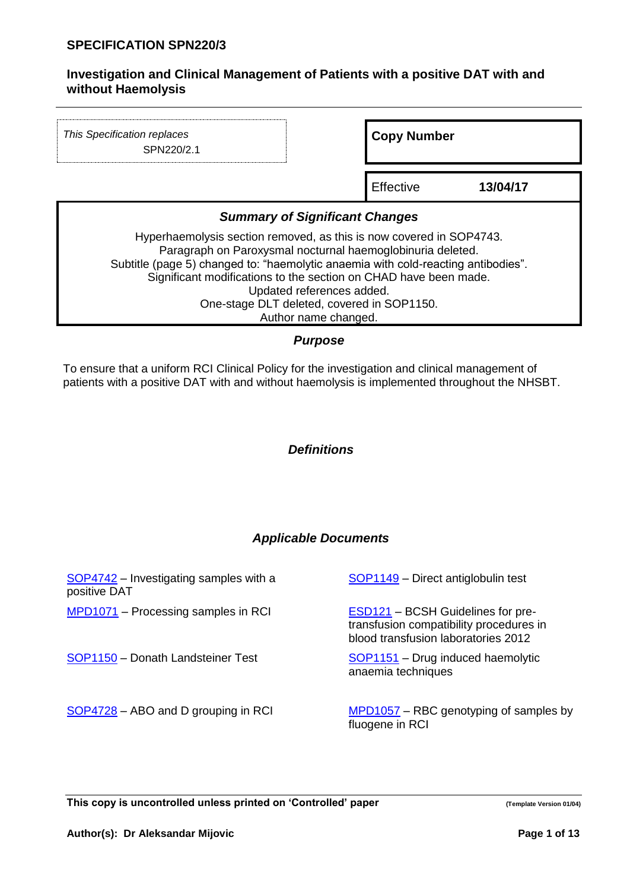# SPECIFICATION SPN220/3

## Investigation and Clinical Management of Patients with a positive DAT with and without Haemolysis

*This Specification replaces*
SPN220/2.1

**Copy Number**

Effective **13/04/17**

### *Summary of Significant Changes*

Hyperhaemolysis section removed, as this is now covered in SOP4743.
Paragraph on Paroxysmal nocturnal haemoglobinuria deleted.
Subtitle (page 5) changed to: "haemolytic anaemia with cold-reacting antibodies".
Significant modifications to the section on CHAD have been made.
Updated references added.
One-stage DLT deleted, covered in SOP1150.
Author name changed.

### *Purpose*

To ensure that a uniform RCI Clinical Policy for the investigation and clinical management of patients with a positive DAT with and without haemolysis is implemented throughout the NHSBT.

### *Definitions*

### *Applicable Documents*

- SOP4742 – Investigating samples with a positive DAT
- SOP1149 – Direct antiglobulin test
- MPD1071 – Processing samples in RCI
- ESD121 – BCSH Guidelines for pre-transfusion compatibility procedures in blood transfusion laboratories 2012
- SOP1150 – Donath Landsteiner Test
- SOP1151 – Drug induced haemolytic anaemia techniques
- SOP4728 – ABO and D grouping in RCI
- MPD1057 – RBC genotyping of samples by fluogene in RCI

This copy is uncontrolled unless printed on 'Controlled' paper

**Author(s): Dr Aleksandar Mijovic**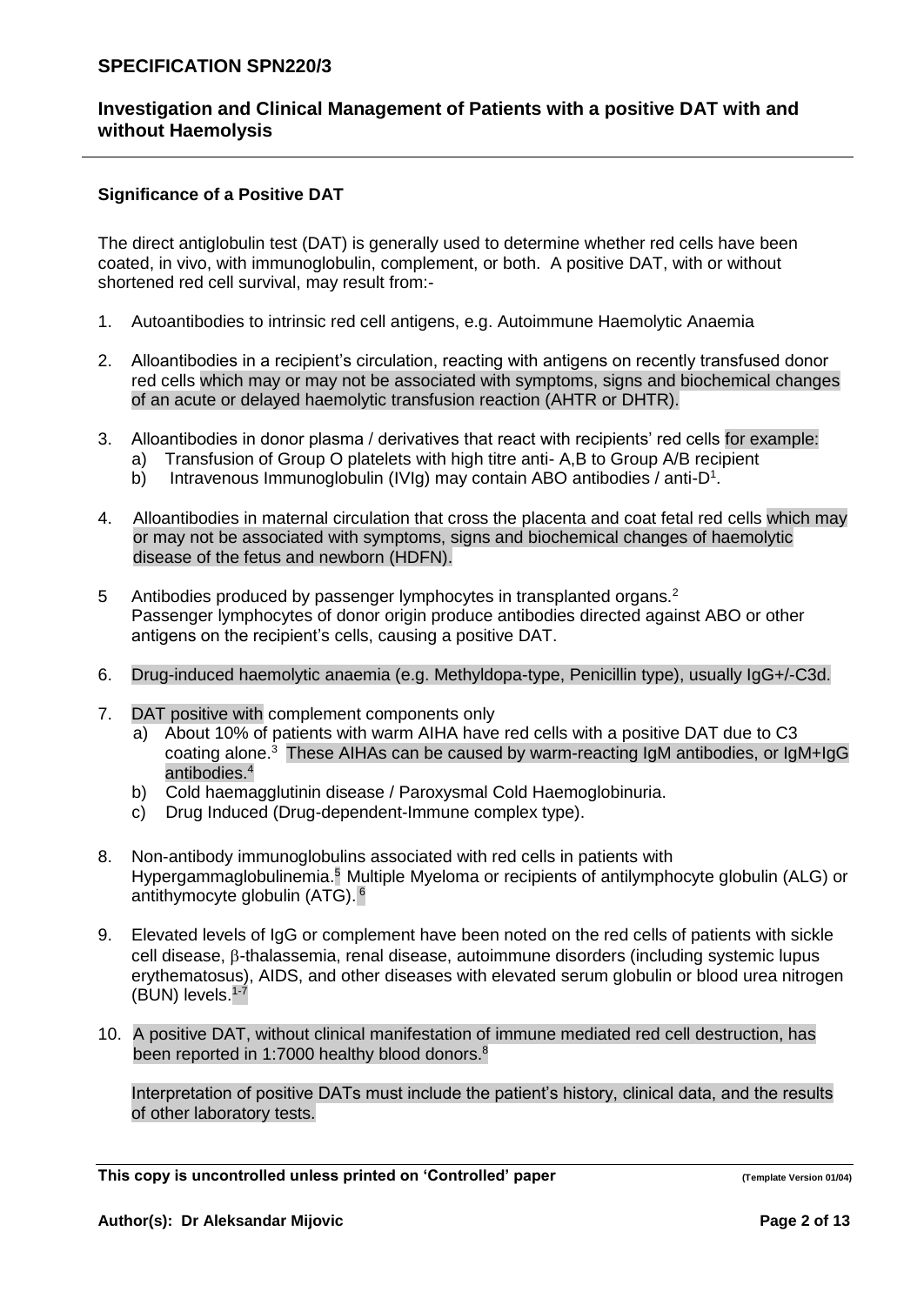### Significance of a Positive DAT

The direct antiglobulin test (DAT) is generally used to determine whether red cells have been coated, in vivo, with immunoglobulin, complement, or both. A positive DAT, with or without shortened red cell survival, may result from:-

1. Autoantibodies to intrinsic red cell antigens, e.g. Autoimmune Haemolytic Anaemia

2. Alloantibodies in a recipient's circulation, reacting with antigens on recently transfused donor red cells which may or may not be associated with symptoms, signs and biochemical changes of an acute or delayed haemolytic transfusion reaction (AHTR or DHTR).

3. Alloantibodies in donor plasma / derivatives that react with recipients' red cells for example:
   a) Transfusion of Group O platelets with high titre anti- A,B to Group A/B recipient
   b) Intravenous Immunoglobulin (IVIg) may contain ABO antibodies / anti-D[1].

4. Alloantibodies in maternal circulation that cross the placenta and coat fetal red cells which may or may not be associated with symptoms, signs and biochemical changes of haemolytic disease of the fetus and newborn (HDFN).

5. Antibodies produced by passenger lymphocytes in transplanted organs.[2]
   Passenger lymphocytes of donor origin produce antibodies directed against ABO or other antigens on the recipient's cells, causing a positive DAT.

6. Drug-induced haemolytic anaemia (e.g. Methyldopa-type, Penicillin type), usually IgG+/-C3d.

7. DAT positive with complement components only
   a) About 10% of patients with warm AIHA have red cells with a positive DAT due to C3 coating alone.[3] These AIHAs can be caused by warm-reacting IgM antibodies, or IgM+IgG antibodies.[4]
   b) Cold haemagglutinin disease / Paroxysmal Cold Haemoglobinuria.
   c) Drug Induced (Drug-dependent-Immune complex type).

8. Non-antibody immunoglobulins associated with red cells in patients with Hypergammaglobulinemia.[5] Multiple Myeloma or recipients of antilymphocyte globulin (ALG) or antithymocyte globulin (ATG).[6]

9. Elevated levels of IgG or complement have been noted on the red cells of patients with sickle cell disease, β-thalassemia, renal disease, autoimmune disorders (including systemic lupus erythematosus), AIDS, and other diseases with elevated serum globulin or blood urea nitrogen (BUN) levels.[1-7]

10. A positive DAT, without clinical manifestation of immune mediated red cell destruction, has been reported in 1:7000 healthy blood donors.[8]

    Interpretation of positive DATs must include the patient's history, clinical data, and the results of other laboratory tests.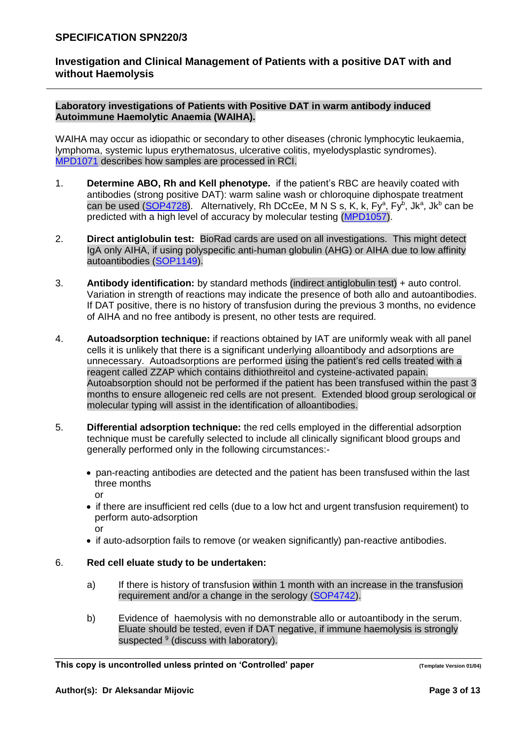**Laboratory investigations of Patients with Positive DAT in warm antibody induced Autoimmune Haemolytic Anaemia (WAIHA).**

WAIHA may occur as idiopathic or secondary to other diseases (chronic lymphocytic leukaemia, lymphoma, systemic lupus erythematosus, ulcerative colitis, myelodysplastic syndromes). MPD1071 describes how samples are processed in RCI.

1. **Determine ABO, Rh and Kell phenotype.** if the patient's RBC are heavily coated with antibodies (strong positive DAT): warm saline wash or chloroquine diphospate treatment can be used (SOP4728). Alternatively, Rh DCcEe, M N S s, K, k, $Fy^a$, $Fy^b$, $Jk^a$, $Jk^b$ can be predicted with a high level of accuracy by molecular testing (MPD1057).

2. **Direct antiglobulin test:** BioRad cards are used on all investigations. This might detect IgA only AIHA, if using polyspecific anti-human globulin (AHG) or AIHA due to low affinity autoantibodies (SOP1149).

3. **Antibody identification:** by standard methods (indirect antiglobulin test) + auto control. Variation in strength of reactions may indicate the presence of both allo and autoantibodies. If DAT positive, there is no history of transfusion during the previous 3 months, no evidence of AIHA and no free antibody is present, no other tests are required.

4. **Autoadsorption technique:** if reactions obtained by IAT are uniformly weak with all panel cells it is unlikely that there is a significant underlying alloantibody and adsorptions are unnecessary. Autoadsorptions are performed using the patient's red cells treated with a reagent called ZZAP which contains dithiothreitol and cysteine-activated papain. Autoabsorption should not be performed if the patient has been transfused within the past 3 months to ensure allogeneic red cells are not present. Extended blood group serological or molecular typing will assist in the identification of alloantibodies.

5. **Differential adsorption technique:** the red cells employed in the differential adsorption technique must be carefully selected to include all clinically significant blood groups and generally performed only in the following circumstances:-

   - pan-reacting antibodies are detected and the patient has been transfused within the last three months
     or
   - if there are insufficient red cells (due to a low hct and urgent transfusion requirement) to perform auto-adsorption
     or
   - if auto-adsorption fails to remove (or weaken significantly) pan-reactive antibodies.

6. **Red cell eluate study to be undertaken:**

   a) If there is history of transfusion within 1 month with an increase in the transfusion requirement and/or a change in the serology (SOP4742).

   b) Evidence of haemolysis with no demonstrable allo or autoantibody in the serum. Eluate should be tested, even if DAT negative, if immune haemolysis is strongly suspected [9] (discuss with laboratory).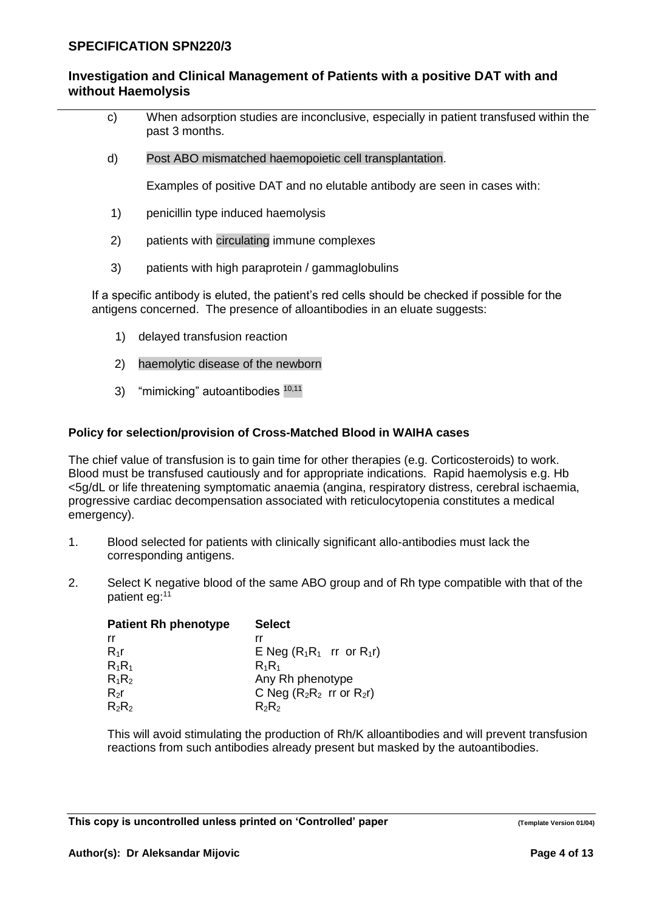c) When adsorption studies are inconclusive, especially in patient transfused within the past 3 months.

d) Post ABO mismatched haemopoietic cell transplantation.

Examples of positive DAT and no elutable antibody are seen in cases with:

1) penicillin type induced haemolysis

2) patients with circulating immune complexes

3) patients with high paraprotein / gammaglobulins

If a specific antibody is eluted, the patient's red cells should be checked if possible for the antigens concerned. The presence of alloantibodies in an eluate suggests:

1) delayed transfusion reaction

2) haemolytic disease of the newborn

3) "mimicking" autoantibodies [10,11]

**Policy for selection/provision of Cross-Matched Blood in WAIHA cases**

The chief value of transfusion is to gain time for other therapies (e.g. Corticosteroids) to work. Blood must be transfused cautiously and for appropriate indications. Rapid haemolysis e.g. Hb <5g/dL or life threatening symptomatic anaemia (angina, respiratory distress, cerebral ischaemia, progressive cardiac decompensation associated with reticulocytopenia constitutes a medical emergency).

1. Blood selected for patients with clinically significant allo-antibodies must lack the corresponding antigens.

2. Select K negative blood of the same ABO group and of Rh type compatible with that of the patient eg:[11]

| Patient Rh phenotype | Select |
|---|---|
| rr | rr |
| $R_1r$ | E Neg ($R_1R_1$ rr or $R_1r$) |
| $R_1R_1$ | $R_1R_1$ |
| $R_1R_2$ | Any Rh phenotype |
| $R_2r$ | C Neg ($R_2R_2$ rr or $R_2r$) |
| $R_2R_2$ | $R_2R_2$ |

This will avoid stimulating the production of Rh/K alloantibodies and will prevent transfusion reactions from such antibodies already present but masked by the autoantibodies.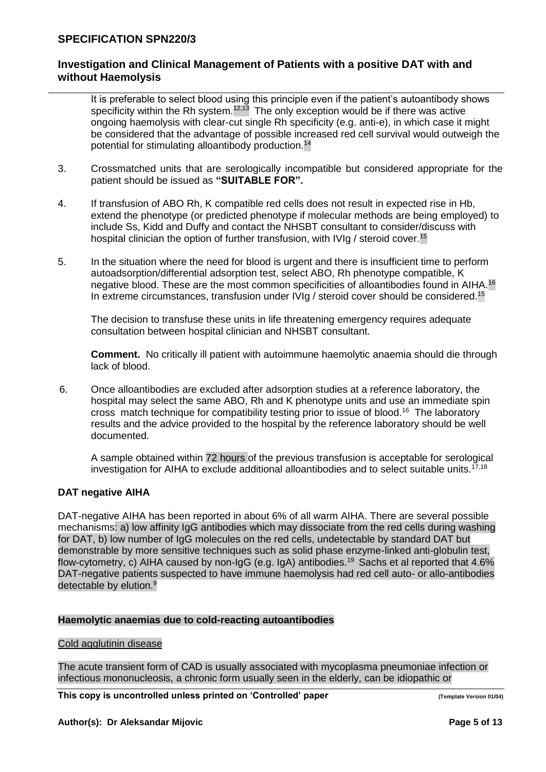It is preferable to select blood using this principle even if the patient's autoantibody shows specificity within the Rh system.[12,13] The only exception would be if there was active ongoing haemolysis with clear-cut single Rh specificity (e.g. anti-e), in which case it might be considered that the advantage of possible increased red cell survival would outweigh the potential for stimulating alloantibody production.[14]

3. Crossmatched units that are serologically incompatible but considered appropriate for the patient should be issued as **"SUITABLE FOR".**

4. If transfusion of ABO Rh, K compatible red cells does not result in expected rise in Hb, extend the phenotype (or predicted phenotype if molecular methods are being employed) to include Ss, Kidd and Duffy and contact the NHSBT consultant to consider/discuss with hospital clinician the option of further transfusion, with IVIg / steroid cover.[15]

5. In the situation where the need for blood is urgent and there is insufficient time to perform autoadsorption/differential adsorption test, select ABO, Rh phenotype compatible, K negative blood. These are the most common specificities of alloantibodies found in AIHA.[16] In extreme circumstances, transfusion under IVIg / steroid cover should be considered.[15]

   The decision to transfuse these units in life threatening emergency requires adequate consultation between hospital clinician and NHSBT consultant.

   **Comment.** No critically ill patient with autoimmune haemolytic anaemia should die through lack of blood.

6. Once alloantibodies are excluded after adsorption studies at a reference laboratory, the hospital may select the same ABO, Rh and K phenotype units and use an immediate spin cross match technique for compatibility testing prior to issue of blood.[16] The laboratory results and the advice provided to the hospital by the reference laboratory should be well documented.

   A sample obtained within 72 hours of the previous transfusion is acceptable for serological investigation for AIHA to exclude additional alloantibodies and to select suitable units.[17,18]

**DAT negative AIHA**

DAT-negative AIHA has been reported in about 6% of all warm AIHA. There are several possible mechanisms: a) low affinity IgG antibodies which may dissociate from the red cells during washing for DAT, b) low number of IgG molecules on the red cells, undetectable by standard DAT but demonstrable by more sensitive techniques such as solid phase enzyme-linked anti-globulin test, flow-cytometry, c) AIHA caused by non-IgG (e.g. IgA) antibodies.[19] Sachs et al reported that 4.6% DAT-negative patients suspected to have immune haemolysis had red cell auto- or allo-antibodies detectable by elution.[9]

**Haemolytic anaemias due to cold-reacting autoantibodies**

Cold agglutinin disease

The acute transient form of CAD is usually associated with mycoplasma pneumoniae infection or infectious mononucleosis, a chronic form usually seen in the elderly, can be idiopathic or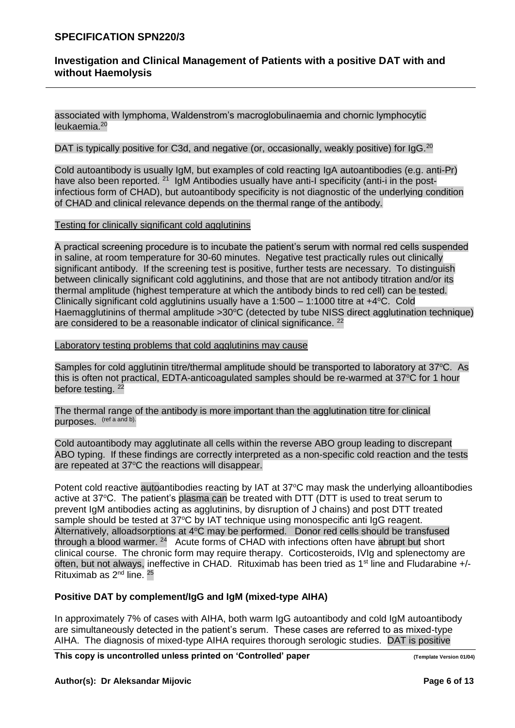associated with lymphoma, Waldenstrom's macroglobulinaemia and chornic lymphocytic leukaemia.[20]

DAT is typically positive for C3d, and negative (or, occasionally, weakly positive) for IgG.[20]

Cold autoantibody is usually IgM, but examples of cold reacting IgA autoantibodies (e.g. anti-Pr) have also been reported. [21] IgM Antibodies usually have anti-I specificity (anti-i in the post-infectious form of CHAD), but autoantibody specificity is not diagnostic of the underlying condition of CHAD and clinical relevance depends on the thermal range of the antibody.

Testing for clinically significant cold agglutinins

A practical screening procedure is to incubate the patient's serum with normal red cells suspended in saline, at room temperature for 30-60 minutes. Negative test practically rules out clinically significant antibody. If the screening test is positive, further tests are necessary. To distinguish between clinically significant cold agglutinins, and those that are not antibody titration and/or its thermal amplitude (highest temperature at which the antibody binds to red cell) can be tested. Clinically significant cold agglutinins usually have a 1:500 – 1:1000 titre at +4ºC. Cold Haemagglutinins of thermal amplitude >30ºC (detected by tube NISS direct agglutination technique) are considered to be a reasonable indicator of clinical significance. [22]

Laboratory testing problems that cold agglutinins may cause

Samples for cold agglutinin titre/thermal amplitude should be transported to laboratory at 37ºC. As this is often not practical, EDTA-anticoagulated samples should be re-warmed at 37ºC for 1 hour before testing. [22]

The thermal range of the antibody is more important than the agglutination titre for clinical purposes. [ref a and b].

Cold autoantibody may agglutinate all cells within the reverse ABO group leading to discrepant ABO typing. If these findings are correctly interpreted as a non-specific cold reaction and the tests are repeated at 37ºC the reactions will disappear.

Potent cold reactive autoantibodies reacting by IAT at 37ºC may mask the underlying alloantibodies active at 37ºC. The patient's plasma can be treated with DTT (DTT is used to treat serum to prevent IgM antibodies acting as agglutinins, by disruption of J chains) and post DTT treated sample should be tested at 37ºC by IAT technique using monospecific anti IgG reagent. Alternatively, alloadsorptions at 4ºC may be performed. Donor red cells should be transfused through a blood warmer. [24] Acute forms of CHAD with infections often have abrupt but short clinical course. The chronic form may require therapy. Corticosteroids, IVIg and splenectomy are often, but not always, ineffective in CHAD. Rituximab has been tried as 1st line and Fludarabine +/- Rituximab as 2nd line. [25]

**Positive DAT by complement/IgG and IgM (mixed-type AIHA)**

In approximately 7% of cases with AIHA, both warm IgG autoantibody and cold IgM autoantibody are simultaneously detected in the patient's serum. These cases are referred to as mixed-type AIHA. The diagnosis of mixed-type AIHA requires thorough serologic studies. DAT is positive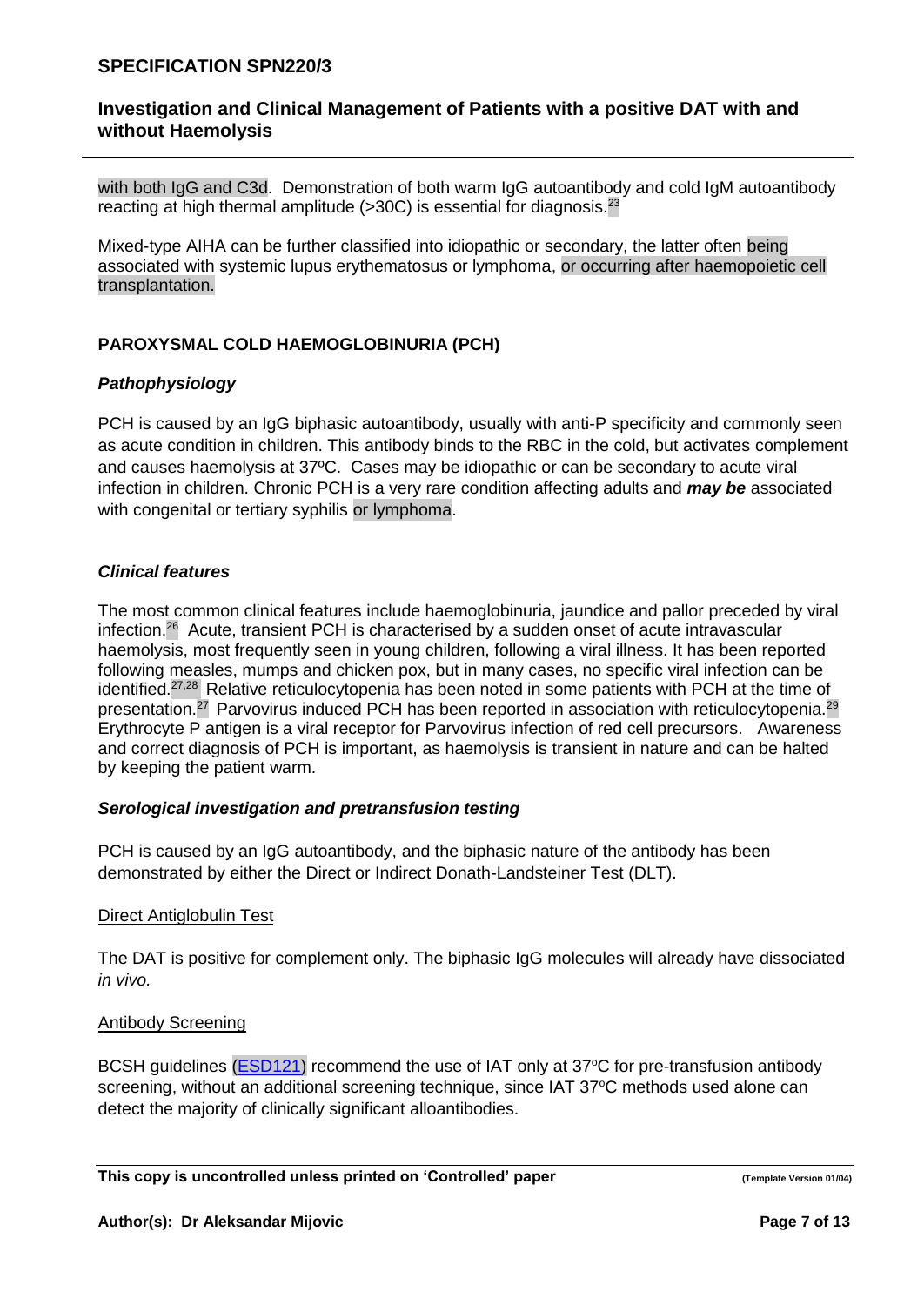with both IgG and C3d. Demonstration of both warm IgG autoantibody and cold IgM autoantibody reacting at high thermal amplitude (>30C) is essential for diagnosis.[23]

Mixed-type AIHA can be further classified into idiopathic or secondary, the latter often being associated with systemic lupus erythematosus or lymphoma, or occurring after haemopoietic cell transplantation.

## PAROXYSMAL COLD HAEMOGLOBINURIA (PCH)

### *Pathophysiology*

PCH is caused by an IgG biphasic autoantibody, usually with anti-P specificity and commonly seen as acute condition in children. This antibody binds to the RBC in the cold, but activates complement and causes haemolysis at 37ºC. Cases may be idiopathic or can be secondary to acute viral infection in children. Chronic PCH is a very rare condition affecting adults and ***may be*** associated with congenital or tertiary syphilis or lymphoma.

### *Clinical features*

The most common clinical features include haemoglobinuria, jaundice and pallor preceded by viral infection.[26] Acute, transient PCH is characterised by a sudden onset of acute intravascular haemolysis, most frequently seen in young children, following a viral illness. It has been reported following measles, mumps and chicken pox, but in many cases, no specific viral infection can be identified.[27,28] Relative reticulocytopenia has been noted in some patients with PCH at the time of presentation.[27] Parvovirus induced PCH has been reported in association with reticulocytopenia.[29] Erythrocyte P antigen is a viral receptor for Parvovirus infection of red cell precursors. Awareness and correct diagnosis of PCH is important, as haemolysis is transient in nature and can be halted by keeping the patient warm.

### *Serological investigation and pretransfusion testing*

PCH is caused by an IgG autoantibody, and the biphasic nature of the antibody has been demonstrated by either the Direct or Indirect Donath-Landsteiner Test (DLT).

Direct Antiglobulin Test

The DAT is positive for complement only. The biphasic IgG molecules will already have dissociated *in vivo.*

Antibody Screening

BCSH guidelines (ESD121) recommend the use of IAT only at 37°C for pre-transfusion antibody screening, without an additional screening technique, since IAT 37°C methods used alone can detect the majority of clinically significant alloantibodies.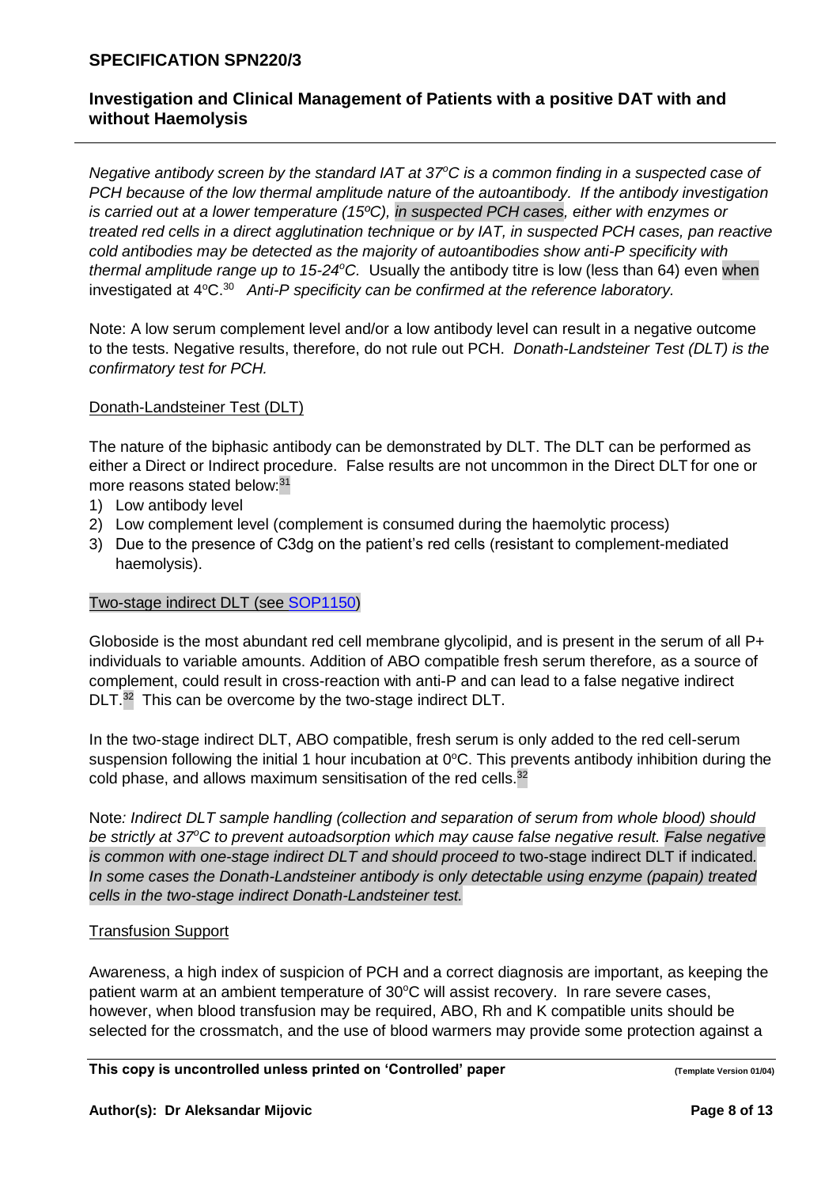*Negative antibody screen by the standard IAT at 37°C is a common finding in a suspected case of PCH because of the low thermal amplitude nature of the autoantibody. If the antibody investigation is carried out at a lower temperature (15ºC), in suspected PCH cases, either with enzymes or treated red cells in a direct agglutination technique or by IAT, in suspected PCH cases, pan reactive cold antibodies may be detected as the majority of autoantibodies show anti-P specificity with thermal amplitude range up to 15-24°C.* Usually the antibody titre is low (less than 64) even when investigated at 4°C.[30] *Anti-P specificity can be confirmed at the reference laboratory.*

Note: A low serum complement level and/or a low antibody level can result in a negative outcome to the tests. Negative results, therefore, do not rule out PCH. *Donath-Landsteiner Test (DLT) is the confirmatory test for PCH.*

Donath-Landsteiner Test (DLT)

The nature of the biphasic antibody can be demonstrated by DLT. The DLT can be performed as either a Direct or Indirect procedure. False results are not uncommon in the Direct DLT for one or more reasons stated below:[31]

1) Low antibody level
2) Low complement level (complement is consumed during the haemolytic process)
3) Due to the presence of C3dg on the patient's red cells (resistant to complement-mediated haemolysis).

Two-stage indirect DLT (see SOP1150)

Globoside is the most abundant red cell membrane glycolipid, and is present in the serum of all P+ individuals to variable amounts. Addition of ABO compatible fresh serum therefore, as a source of complement, could result in cross-reaction with anti-P and can lead to a false negative indirect DLT.[32] This can be overcome by the two-stage indirect DLT.

In the two-stage indirect DLT, ABO compatible, fresh serum is only added to the red cell-serum suspension following the initial 1 hour incubation at 0°C. This prevents antibody inhibition during the cold phase, and allows maximum sensitisation of the red cells.[32]

Note*: Indirect DLT sample handling (collection and separation of serum from whole blood) should be strictly at 37°C to prevent autoadsorption which may cause false negative result. False negative is common with one-stage indirect DLT and should proceed to* two-stage indirect DLT if indicated*. In some cases the Donath-Landsteiner antibody is only detectable using enzyme (papain) treated cells in the two-stage indirect Donath-Landsteiner test.*

Transfusion Support

Awareness, a high index of suspicion of PCH and a correct diagnosis are important, as keeping the patient warm at an ambient temperature of 30°C will assist recovery. In rare severe cases, however, when blood transfusion may be required, ABO, Rh and K compatible units should be selected for the crossmatch, and the use of blood warmers may provide some protection against a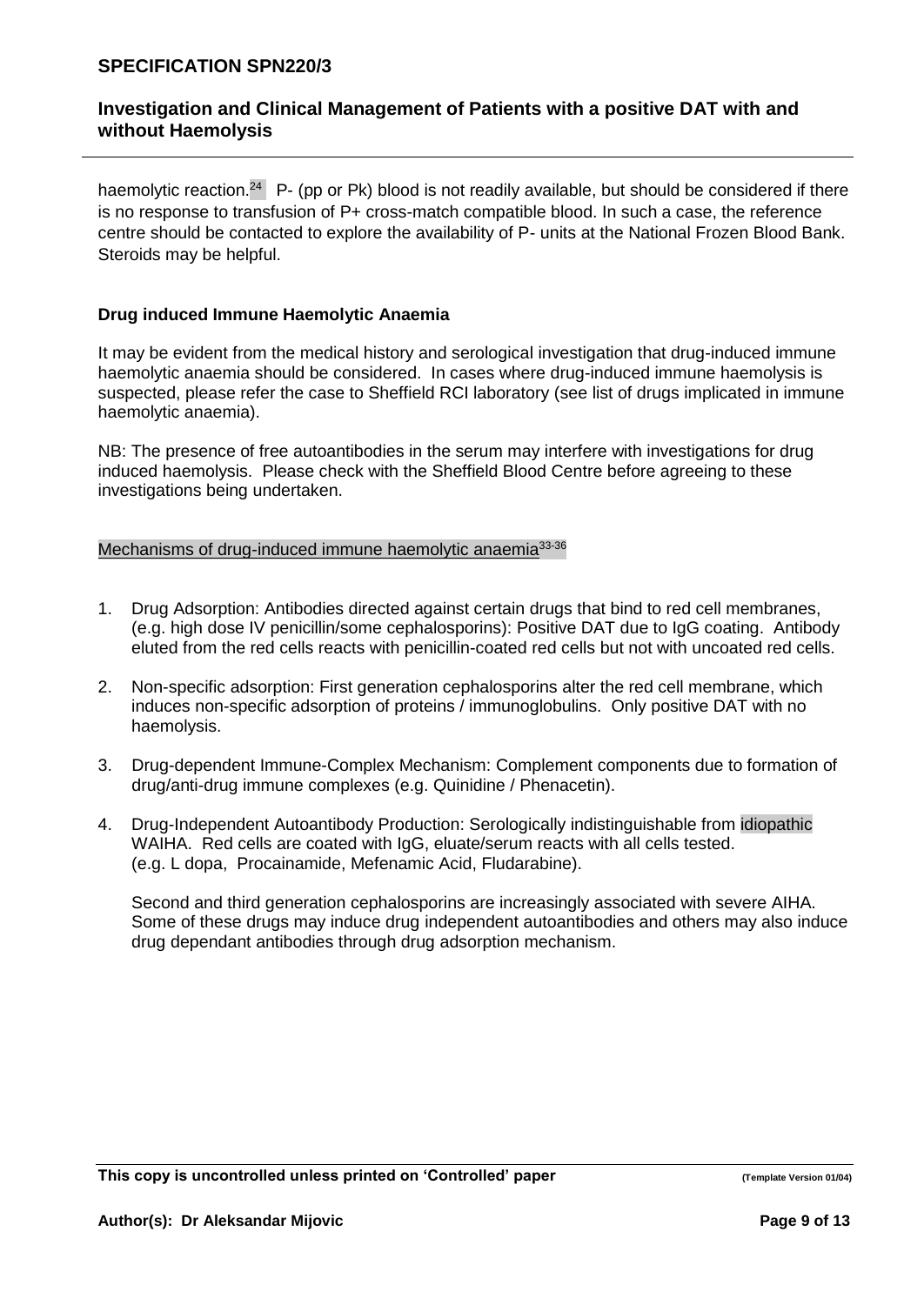haemolytic reaction.[24] P- (pp or Pk) blood is not readily available, but should be considered if there is no response to transfusion of P+ cross-match compatible blood. In such a case, the reference centre should be contacted to explore the availability of P- units at the National Frozen Blood Bank. Steroids may be helpful.

### Drug induced Immune Haemolytic Anaemia

It may be evident from the medical history and serological investigation that drug-induced immune haemolytic anaemia should be considered. In cases where drug-induced immune haemolysis is suspected, please refer the case to Sheffield RCI laboratory (see list of drugs implicated in immune haemolytic anaemia).

NB: The presence of free autoantibodies in the serum may interfere with investigations for drug induced haemolysis. Please check with the Sheffield Blood Centre before agreeing to these investigations being undertaken.

Mechanisms of drug-induced immune haemolytic anaemia[33-36]

1. Drug Adsorption: Antibodies directed against certain drugs that bind to red cell membranes, (e.g. high dose IV penicillin/some cephalosporins): Positive DAT due to IgG coating. Antibody eluted from the red cells reacts with penicillin-coated red cells but not with uncoated red cells.

2. Non-specific adsorption: First generation cephalosporins alter the red cell membrane, which induces non-specific adsorption of proteins / immunoglobulins. Only positive DAT with no haemolysis.

3. Drug-dependent Immune-Complex Mechanism: Complement components due to formation of drug/anti-drug immune complexes (e.g. Quinidine / Phenacetin).

4. Drug-Independent Autoantibody Production: Serologically indistinguishable from idiopathic WAIHA. Red cells are coated with IgG, eluate/serum reacts with all cells tested. (e.g. L dopa, Procainamide, Mefenamic Acid, Fludarabine).

   Second and third generation cephalosporins are increasingly associated with severe AIHA. Some of these drugs may induce drug independent autoantibodies and others may also induce drug dependant antibodies through drug adsorption mechanism.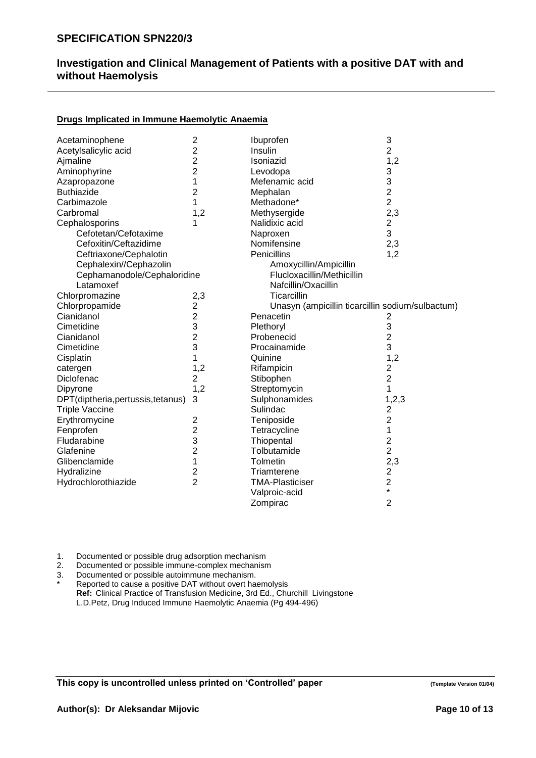**Drugs Implicated in Immune Haemolytic Anaemia**

| Drug | Mechanism | Drug | Mechanism |
|---|---|---|---|
| Acetaminophene | 2 | Ibuprofen | 3 |
| Acetylsalicylic acid | 2 | Insulin | 2 |
| Ajmaline | 2 | Isoniazid | 1,2 |
| Aminophyrine | 2 | Levodopa | 3 |
| Azapropazone | 1 | Mefenamic acid | 3 |
| Buthiazide | 2 | Mephalan | 2 |
| Carbimazole | 1 | Methadone* | 2 |
| Carbromal | 1,2 | Methysergide | 2,3 |
| Cephalosporins | 1 | Nalidixic acid | 2 |
| Cefotetan/Cefotaxime | | Naproxen | 3 |
| Cefoxitin/Ceftazidime | | Nomifensine | 2,3 |
| Ceftriaxone/Cephalotin | | Penicillins | 1,2 |
| Cephalexin//Cephazolin | | Amoxycillin/Ampicillin | |
| Cephamanodole/Cephaloridine | | Flucloxacillin/Methicillin | |
| Latamoxef | | Nafcillin/Oxacillin | |
| Chlorpromazine | 2,3 | Ticarcillin | |
| Chlorpropamide | 2 | Unasyn (ampicillin ticarcillin sodium/sulbactum) | |
| Cianidanol | 2 | Penacetin | 2 |
| Cimetidine | 3 | Plethoryl | 3 |
| Cianidanol | 2 | Probenecid | 2 |
| Cimetidine | 3 | Procainamide | 3 |
| Cisplatin | 1 | Quinine | 1,2 |
| catergen | 1,2 | Rifampicin | 2 |
| Diclofenac | 2 | Stibophen | 2 |
| Dipyrone | 1,2 | Streptomycin | 1 |
| DPT(diptheria,pertussis,tetanus) Triple Vaccine | 3 | Sulphonamides | 1,2,3 |
| | | Sulindac | 2 |
| Erythromycine | 2 | Teniposide | 2 |
| Fenprofen | 2 | Tetracycline | 1 |
| Fludarabine | 3 | Thiopental | 2 |
| Glafenine | 2 | Tolbutamide | 2 |
| Glibenclamide | 1 | Tolmetin | 2,3 |
| Hydralizine | 2 | Triamterene | 2 |
| Hydrochlorothiazide | 2 | TMA-Plasticiser | 2 |
| | | Valproic-acid | * |
| | | Zompirac | 2 |

1. Documented or possible drug adsorption mechanism
2. Documented or possible immune-complex mechanism
3. Documented or possible autoimmune mechanism.

\* Reported to cause a positive DAT without overt haemolysis
**Ref:** Clinical Practice of Transfusion Medicine, 3rd Ed., Churchill Livingstone
L.D.Petz, Drug Induced Immune Haemolytic Anaemia (Pg 494-496)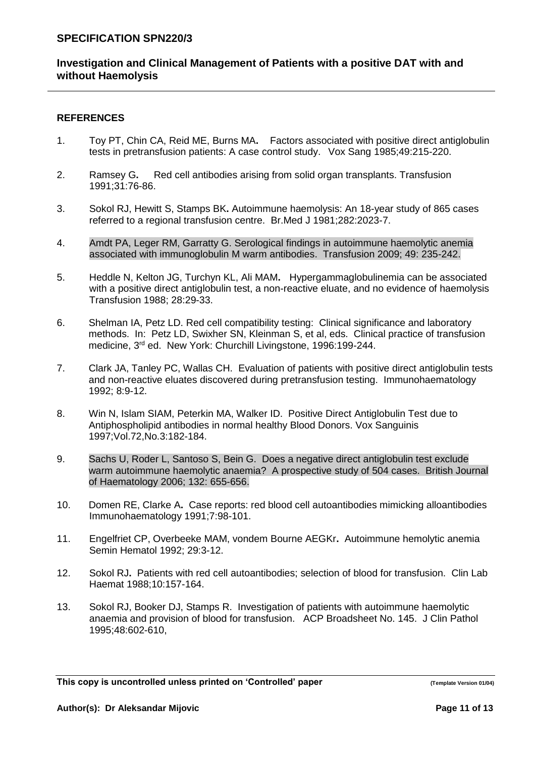## REFERENCES

1. Toy PT, Chin CA, Reid ME, Burns MA. Factors associated with positive direct antiglobulin tests in pretransfusion patients: A case control study. Vox Sang 1985;49:215-220.

2. Ramsey G. Red cell antibodies arising from solid organ transplants. Transfusion 1991;31:76-86.

3. Sokol RJ, Hewitt S, Stamps BK. Autoimmune haemolysis: An 18-year study of 865 cases referred to a regional transfusion centre. Br.Med J 1981;282:2023-7.

4. Amdt PA, Leger RM, Garratty G. Serological findings in autoimmune haemolytic anemia associated with immunoglobulin M warm antibodies. Transfusion 2009; 49: 235-242.

5. Heddle N, Kelton JG, Turchyn KL, Ali MAM. Hypergammaglobulinemia can be associated with a positive direct antiglobulin test, a non-reactive eluate, and no evidence of haemolysis Transfusion 1988; 28:29-33.

6. Shelman IA, Petz LD. Red cell compatibility testing: Clinical significance and laboratory methods. In: Petz LD, Swixher SN, Kleinman S, et al, eds. Clinical practice of transfusion medicine, 3rd ed. New York: Churchill Livingstone, 1996:199-244.

7. Clark JA, Tanley PC, Wallas CH. Evaluation of patients with positive direct antiglobulin tests and non-reactive eluates discovered during pretransfusion testing. Immunohaematology 1992; 8:9-12.

8. Win N, Islam SIAM, Peterkin MA, Walker ID. Positive Direct Antiglobulin Test due to Antiphospholipid antibodies in normal healthy Blood Donors. Vox Sanguinis 1997;Vol.72,No.3:182-184.

9. Sachs U, Roder L, Santoso S, Bein G. Does a negative direct antiglobulin test exclude warm autoimmune haemolytic anaemia? A prospective study of 504 cases. British Journal of Haematology 2006; 132: 655-656.

10. Domen RE, Clarke A. Case reports: red blood cell autoantibodies mimicking alloantibodies Immunohaematology 1991;7:98-101.

11. Engelfriet CP, Overbeeke MAM, vondem Bourne AEGKr. Autoimmune hemolytic anemia Semin Hematol 1992; 29:3-12.

12. Sokol RJ. Patients with red cell autoantibodies; selection of blood for transfusion. Clin Lab Haemat 1988;10:157-164.

13. Sokol RJ, Booker DJ, Stamps R. Investigation of patients with autoimmune haemolytic anaemia and provision of blood for transfusion. ACP Broadsheet No. 145. J Clin Pathol 1995;48:602-610,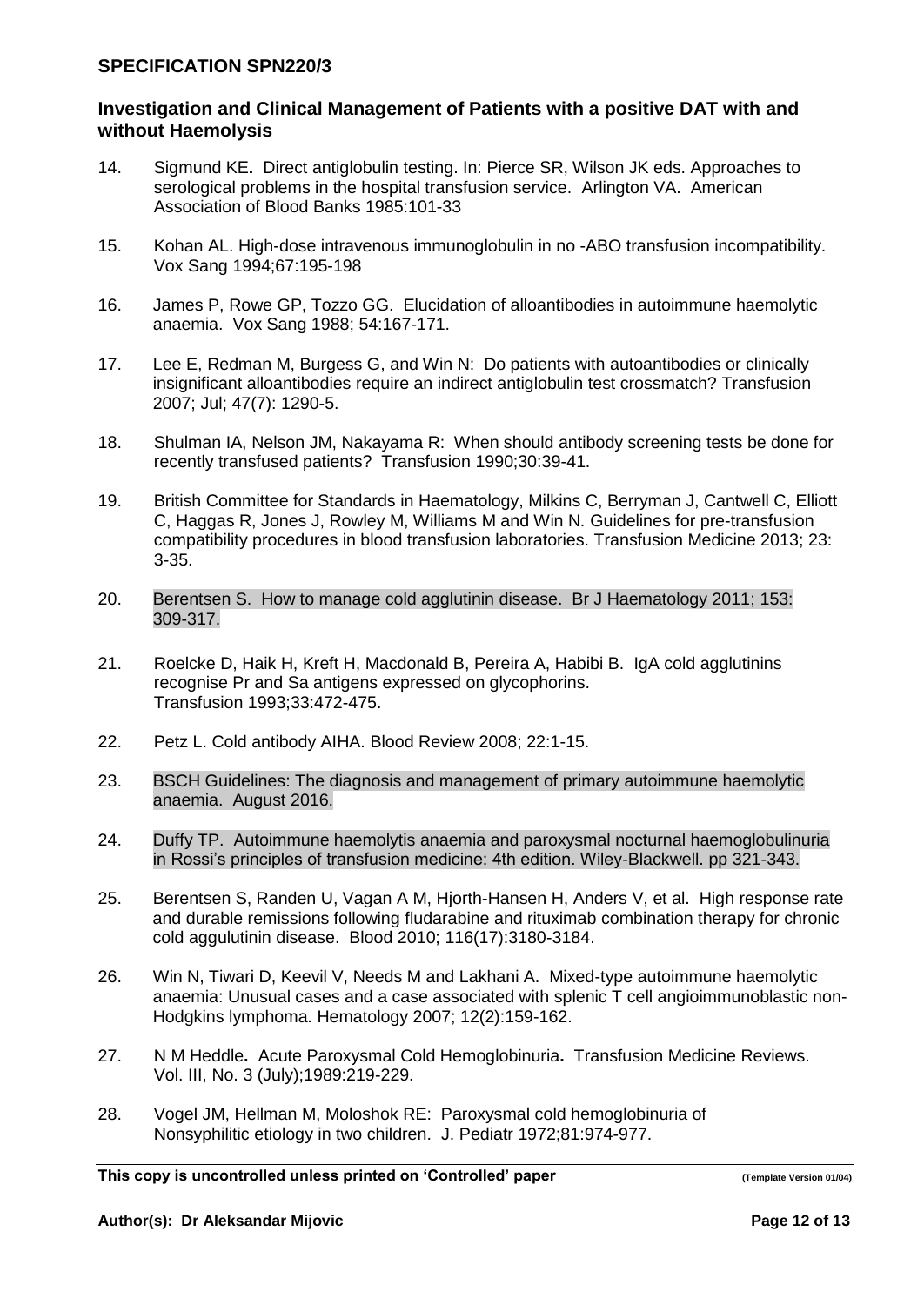14. Sigmund KE**.** Direct antiglobulin testing. In: Pierce SR, Wilson JK eds. Approaches to serological problems in the hospital transfusion service. Arlington VA. American Association of Blood Banks 1985:101-33

15. Kohan AL. High-dose intravenous immunoglobulin in no -ABO transfusion incompatibility. Vox Sang 1994;67:195-198

16. James P, Rowe GP, Tozzo GG. Elucidation of alloantibodies in autoimmune haemolytic anaemia. Vox Sang 1988; 54:167-171.

17. Lee E, Redman M, Burgess G, and Win N: Do patients with autoantibodies or clinically insignificant alloantibodies require an indirect antiglobulin test crossmatch? Transfusion 2007; Jul; 47(7): 1290-5.

18. Shulman IA, Nelson JM, Nakayama R: When should antibody screening tests be done for recently transfused patients? Transfusion 1990;30:39-41.

19. British Committee for Standards in Haematology, Milkins C, Berryman J, Cantwell C, Elliott C, Haggas R, Jones J, Rowley M, Williams M and Win N. Guidelines for pre-transfusion compatibility procedures in blood transfusion laboratories. Transfusion Medicine 2013; 23: 3-35.

20. Berentsen S. How to manage cold agglutinin disease. Br J Haematology 2011; 153: 309-317.

21. Roelcke D, Haik H, Kreft H, Macdonald B, Pereira A, Habibi B. IgA cold agglutinins recognise Pr and Sa antigens expressed on glycophorins. Transfusion 1993;33:472-475.

22. Petz L. Cold antibody AIHA. Blood Review 2008; 22:1-15.

23. BSCH Guidelines: The diagnosis and management of primary autoimmune haemolytic anaemia. August 2016.

24. Duffy TP. Autoimmune haemolytis anaemia and paroxysmal nocturnal haemoglobulinuria in Rossi's principles of transfusion medicine: 4th edition. Wiley-Blackwell. pp 321-343.

25. Berentsen S, Randen U, Vagan A M, Hjorth-Hansen H, Anders V, et al. High response rate and durable remissions following fludarabine and rituximab combination therapy for chronic cold aggulutinin disease. Blood 2010; 116(17):3180-3184.

26. Win N, Tiwari D, Keevil V, Needs M and Lakhani A. Mixed-type autoimmune haemolytic anaemia: Unusual cases and a case associated with splenic T cell angioimmunoblastic non-Hodgkins lymphoma. Hematology 2007; 12(2):159-162.

27. N M Heddle**.** Acute Paroxysmal Cold Hemoglobinuria**.** Transfusion Medicine Reviews. Vol. III, No. 3 (July);1989:219-229.

28. Vogel JM, Hellman M, Moloshok RE: Paroxysmal cold hemoglobinuria of Nonsyphilitic etiology in two children. J. Pediatr 1972;81:974-977.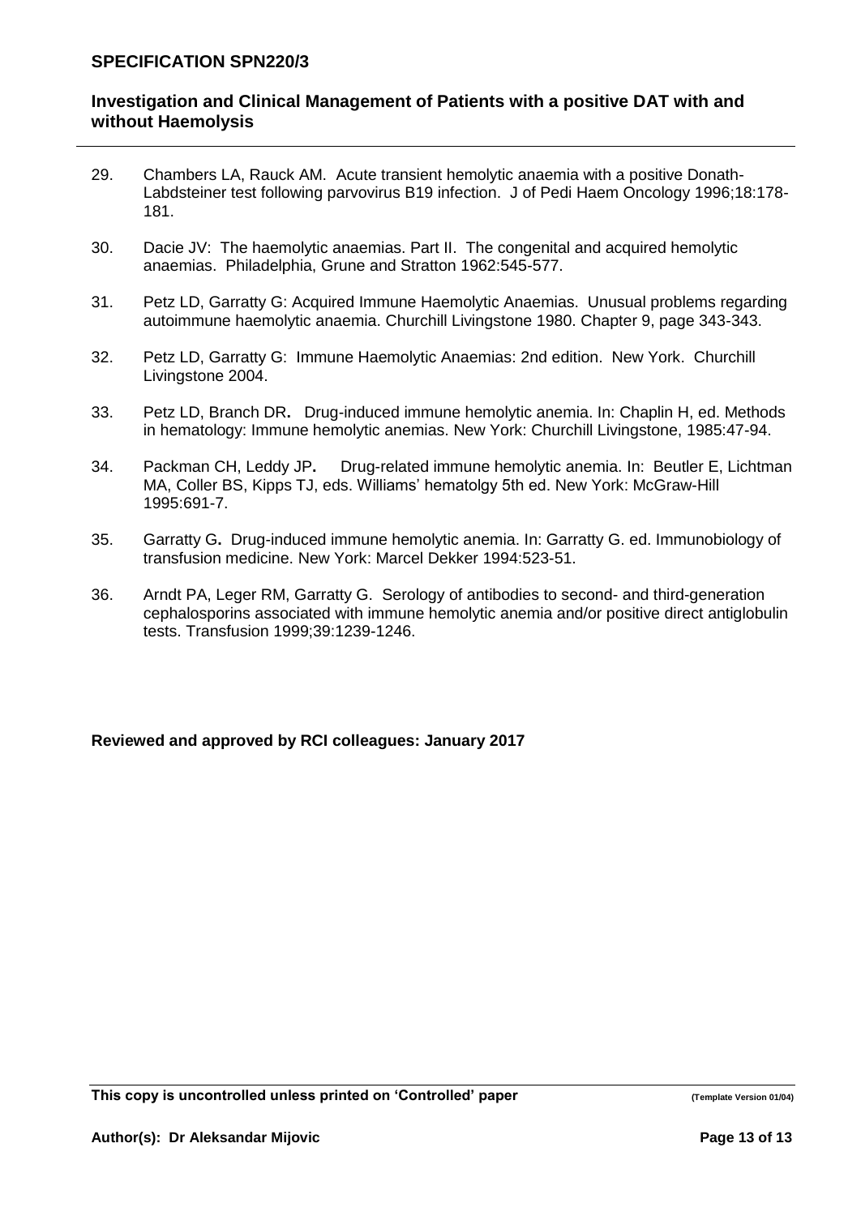29. Chambers LA, Rauck AM. Acute transient hemolytic anaemia with a positive Donath-Labdsteiner test following parvovirus B19 infection. J of Pedi Haem Oncology 1996;18:178-181.

30. Dacie JV: The haemolytic anaemias. Part II. The congenital and acquired hemolytic anaemias. Philadelphia, Grune and Stratton 1962:545-577.

31. Petz LD, Garratty G: Acquired Immune Haemolytic Anaemias. Unusual problems regarding autoimmune haemolytic anaemia. Churchill Livingstone 1980. Chapter 9, page 343-343.

32. Petz LD, Garratty G: Immune Haemolytic Anaemias: 2nd edition. New York. Churchill Livingstone 2004.

33. Petz LD, Branch DR**.** Drug-induced immune hemolytic anemia. In: Chaplin H, ed. Methods in hematology: Immune hemolytic anemias. New York: Churchill Livingstone, 1985:47-94.

34. Packman CH, Leddy JP**.** Drug-related immune hemolytic anemia. In: Beutler E, Lichtman MA, Coller BS, Kipps TJ, eds. Williams' hematolgy 5th ed. New York: McGraw-Hill 1995:691-7.

35. Garratty G**.** Drug-induced immune hemolytic anemia. In: Garratty G. ed. Immunobiology of transfusion medicine. New York: Marcel Dekker 1994:523-51.

36. Arndt PA, Leger RM, Garratty G. Serology of antibodies to second- and third-generation cephalosporins associated with immune hemolytic anemia and/or positive direct antiglobulin tests. Transfusion 1999;39:1239-1246.

**Reviewed and approved by RCI colleagues: January 2017**